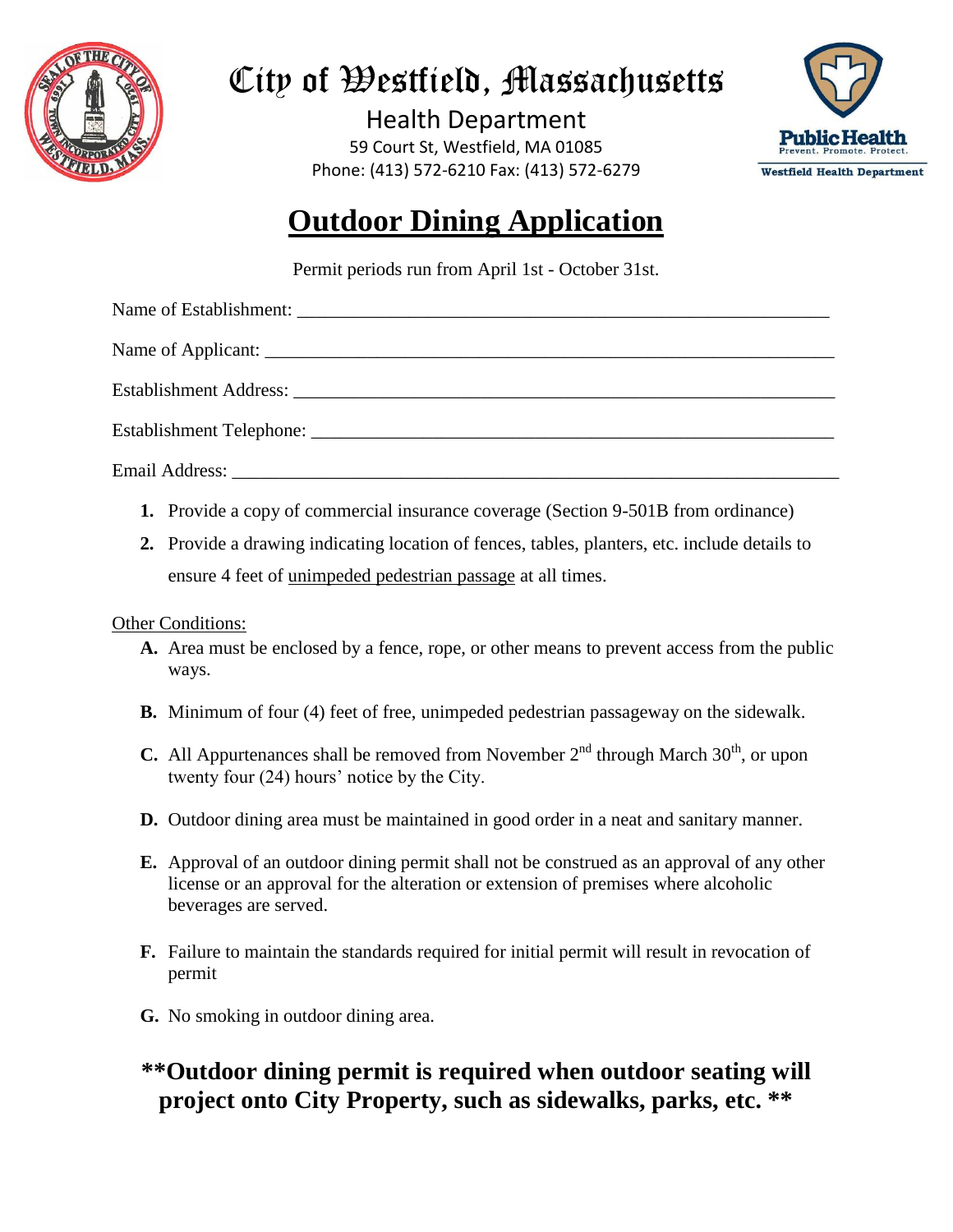# City of Westfield, Massachusetts

Health Department
59 Court St, Westfield, MA 01085
Phone: (413) 572-6210 Fax: (413) 572-6279

Public Health
Prevent. Promote. Protect.
Westfield Health Department

## Outdoor Dining Application

Permit periods run from April 1st - October 31st.

Name of Establishment: ___________________________________________________________

Name of Applicant: ______________________________________________________________

Establishment Address: ___________________________________________________________

Establishment Telephone: _________________________________________________________

Email Address: __________________________________________________________________

1. Provide a copy of commercial insurance coverage (Section 9-501B from ordinance)
2. Provide a drawing indicating location of fences, tables, planters, etc. include details to ensure 4 feet of unimpeded pedestrian passage at all times.

Other Conditions:

- **A.** Area must be enclosed by a fence, rope, or other means to prevent access from the public ways.
- **B.** Minimum of four (4) feet of free, unimpeded pedestrian passageway on the sidewalk.
- **C.** All Appurtenances shall be removed from November 2nd through March 30th, or upon twenty four (24) hours' notice by the City.
- **D.** Outdoor dining area must be maintained in good order in a neat and sanitary manner.
- **E.** Approval of an outdoor dining permit shall not be construed as an approval of any other license or an approval for the alteration or extension of premises where alcoholic beverages are served.
- **F.** Failure to maintain the standards required for initial permit will result in revocation of permit
- **G.** No smoking in outdoor dining area.

**\*\*Outdoor dining permit is required when outdoor seating will project onto City Property, such as sidewalks, parks, etc. \*\***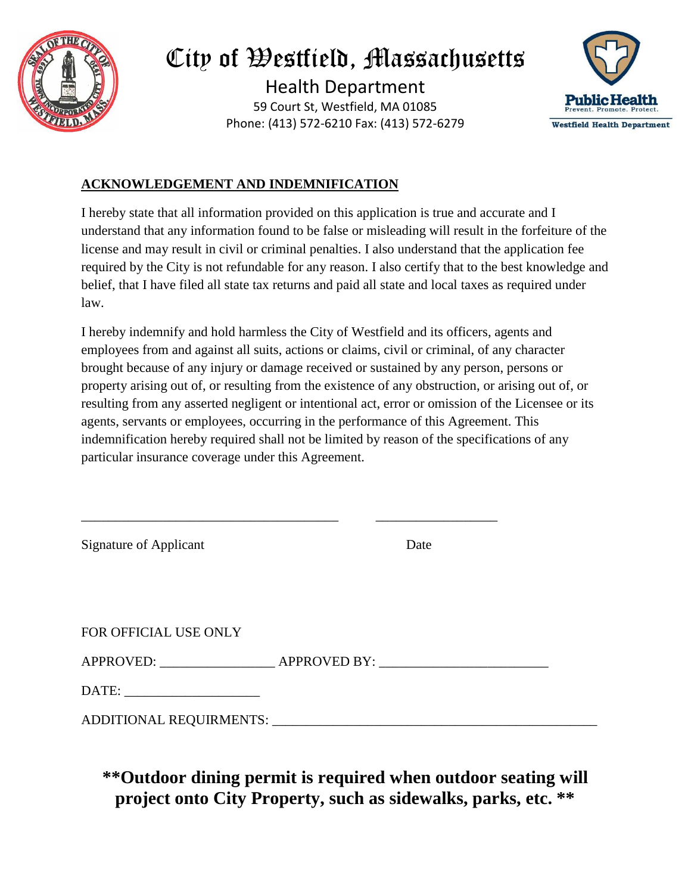# City of Westfield, Massachusetts

Health Department

59 Court St, Westfield, MA 01085

Phone: (413) 572-6210 Fax: (413) 572-6279

Public Health
Prevent. Promote. Protect.
Westfield Health Department

**ACKNOWLEDGEMENT AND INDEMNIFICATION**

I hereby state that all information provided on this application is true and accurate and I understand that any information found to be false or misleading will result in the forfeiture of the license and may result in civil or criminal penalties. I also understand that the application fee required by the City is not refundable for any reason. I also certify that to the best knowledge and belief, that I have filed all state tax returns and paid all state and local taxes as required under law.

I hereby indemnify and hold harmless the City of Westfield and its officers, agents and employees from and against all suits, actions or claims, civil or criminal, of any character brought because of any injury or damage received or sustained by any person, persons or property arising out of, or resulting from the existence of any obstruction, or arising out of, or resulting from any asserted negligent or intentional act, error or omission of the Licensee or its agents, servants or employees, occurring in the performance of this Agreement. This indemnification hereby required shall not be limited by reason of the specifications of any particular insurance coverage under this Agreement.

_____________________________________ __________________

Signature of Applicant Date

FOR OFFICIAL USE ONLY

APPROVED: ________________ APPROVED BY: ________________________

DATE: ___________________

ADDITIONAL REQUIRMENTS: _______________________________________________

**\*\*Outdoor dining permit is required when outdoor seating will project onto City Property, such as sidewalks, parks, etc. \*\***